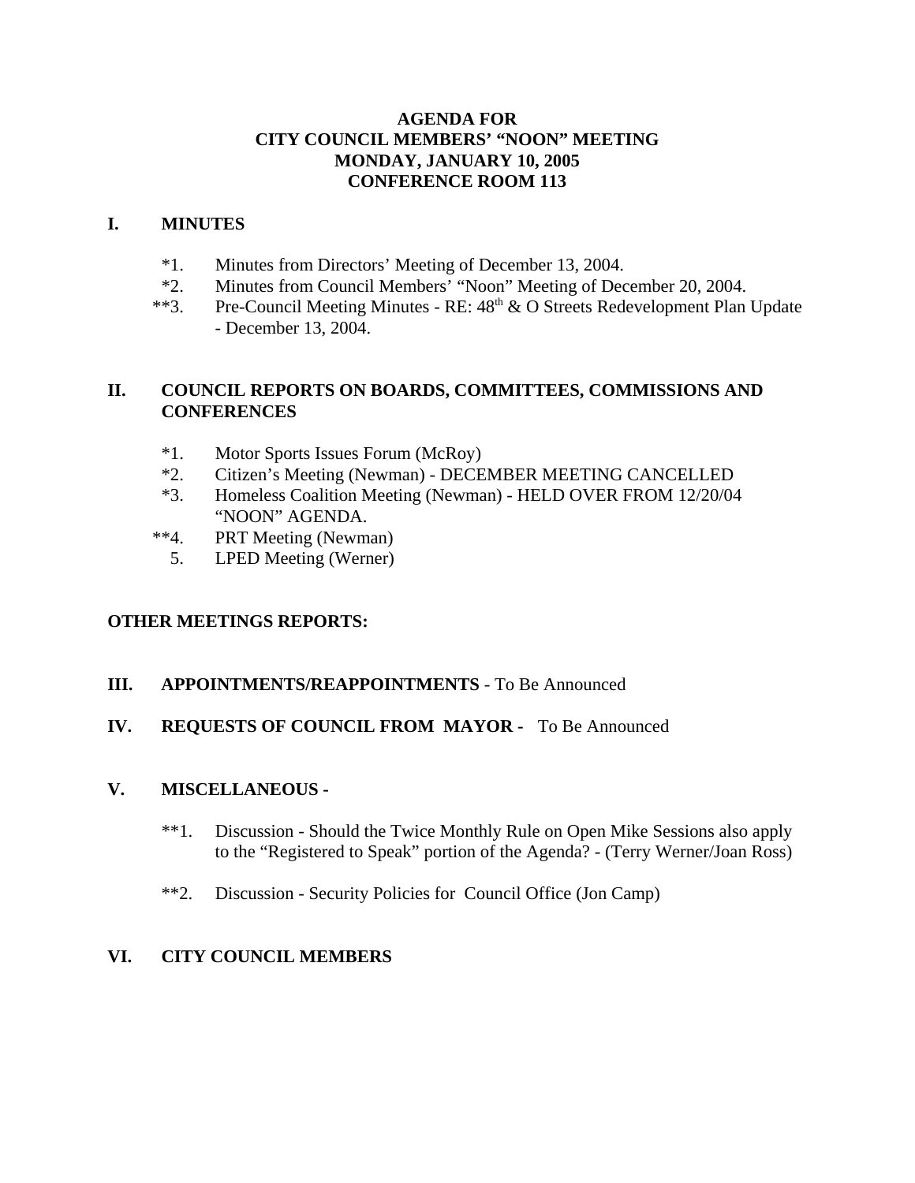# AGENDA FOR
# CITY COUNCIL MEMBERS' "NOON" MEETING
# MONDAY, JANUARY 10, 2005
# CONFERENCE ROOM 113

## I. MINUTES

*1. Minutes from Directors' Meeting of December 13, 2004.

*2. Minutes from Council Members' "Noon" Meeting of December 20, 2004.

**3. Pre-Council Meeting Minutes - RE: 48th & O Streets Redevelopment Plan Update - December 13, 2004.

## II. COUNCIL REPORTS ON BOARDS, COMMITTEES, COMMISSIONS AND CONFERENCES

*1. Motor Sports Issues Forum (McRoy)

*2. Citizen's Meeting (Newman) - DECEMBER MEETING CANCELLED

*3. Homeless Coalition Meeting (Newman) - HELD OVER FROM 12/20/04 "NOON" AGENDA.

**4. PRT Meeting (Newman)

5. LPED Meeting (Werner)

## OTHER MEETINGS REPORTS:

## III. APPOINTMENTS/REAPPOINTMENTS - To Be Announced

## IV. REQUESTS OF COUNCIL FROM MAYOR - To Be Announced

## V. MISCELLANEOUS -

**1. Discussion - Should the Twice Monthly Rule on Open Mike Sessions also apply to the "Registered to Speak" portion of the Agenda? - (Terry Werner/Joan Ross)

**2. Discussion - Security Policies for Council Office (Jon Camp)

## VI. CITY COUNCIL MEMBERS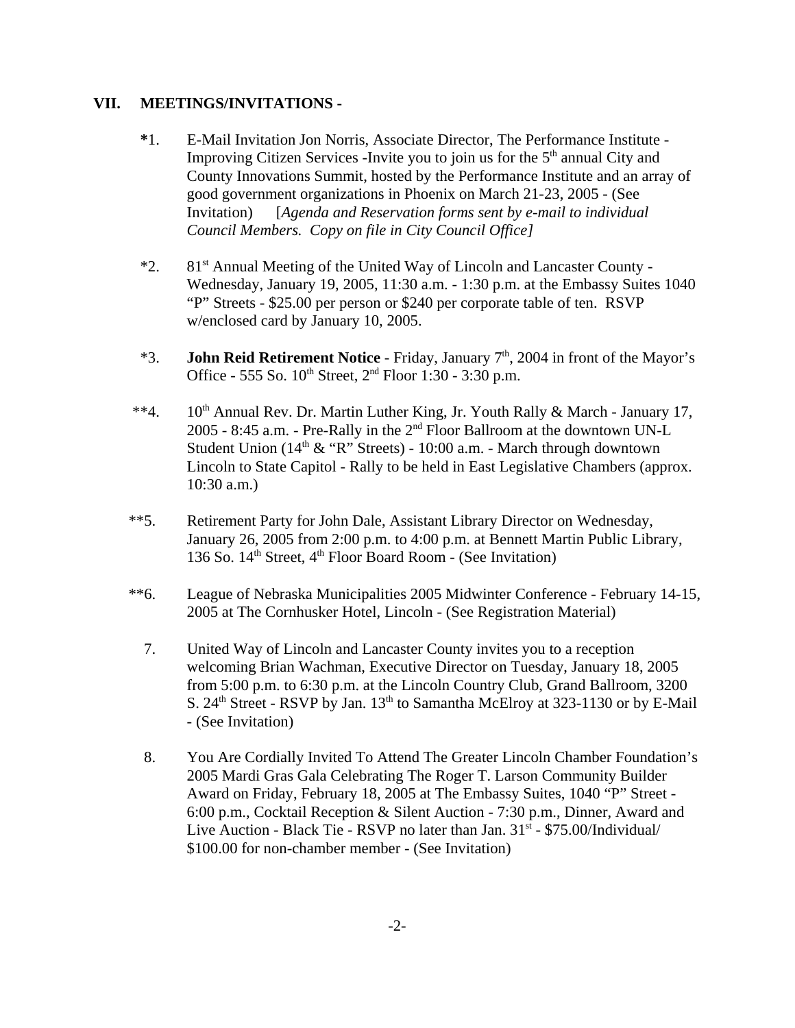## VII. MEETINGS/INVITATIONS -

**\***1. E-Mail Invitation Jon Norris, Associate Director, The Performance Institute - Improving Citizen Services -Invite you to join us for the 5th annual City and County Innovations Summit, hosted by the Performance Institute and an array of good government organizations in Phoenix on March 21-23, 2005 - (See Invitation) [*Agenda and Reservation forms sent by e-mail to individual Council Members. Copy on file in City Council Office]*

*2. 81st Annual Meeting of the United Way of Lincoln and Lancaster County - Wednesday, January 19, 2005, 11:30 a.m. - 1:30 p.m. at the Embassy Suites 1040 "P" Streets - $25.00 per person or $240 per corporate table of ten. RSVP w/enclosed card by January 10, 2005.

*3. **John Reid Retirement Notice** - Friday, January 7th, 2004 in front of the Mayor's Office - 555 So. 10th Street, 2nd Floor 1:30 - 3:30 p.m.

**4. 10th Annual Rev. Dr. Martin Luther King, Jr. Youth Rally & March - January 17, 2005 - 8:45 a.m. - Pre-Rally in the 2nd Floor Ballroom at the downtown UN-L Student Union (14th & "R" Streets) - 10:00 a.m. - March through downtown Lincoln to State Capitol - Rally to be held in East Legislative Chambers (approx. 10:30 a.m.)

**5. Retirement Party for John Dale, Assistant Library Director on Wednesday, January 26, 2005 from 2:00 p.m. to 4:00 p.m. at Bennett Martin Public Library, 136 So. 14th Street, 4th Floor Board Room - (See Invitation)

**6. League of Nebraska Municipalities 2005 Midwinter Conference - February 14-15, 2005 at The Cornhusker Hotel, Lincoln - (See Registration Material)

7. United Way of Lincoln and Lancaster County invites you to a reception welcoming Brian Wachman, Executive Director on Tuesday, January 18, 2005 from 5:00 p.m. to 6:30 p.m. at the Lincoln Country Club, Grand Ballroom, 3200 S. 24th Street - RSVP by Jan. 13th to Samantha McElroy at 323-1130 or by E-Mail - (See Invitation)

8. You Are Cordially Invited To Attend The Greater Lincoln Chamber Foundation's 2005 Mardi Gras Gala Celebrating The Roger T. Larson Community Builder Award on Friday, February 18, 2005 at The Embassy Suites, 1040 "P" Street - 6:00 p.m., Cocktail Reception & Silent Auction - 7:30 p.m., Dinner, Award and Live Auction - Black Tie - RSVP no later than Jan. 31st - $75.00/Individual/ $100.00 for non-chamber member - (See Invitation)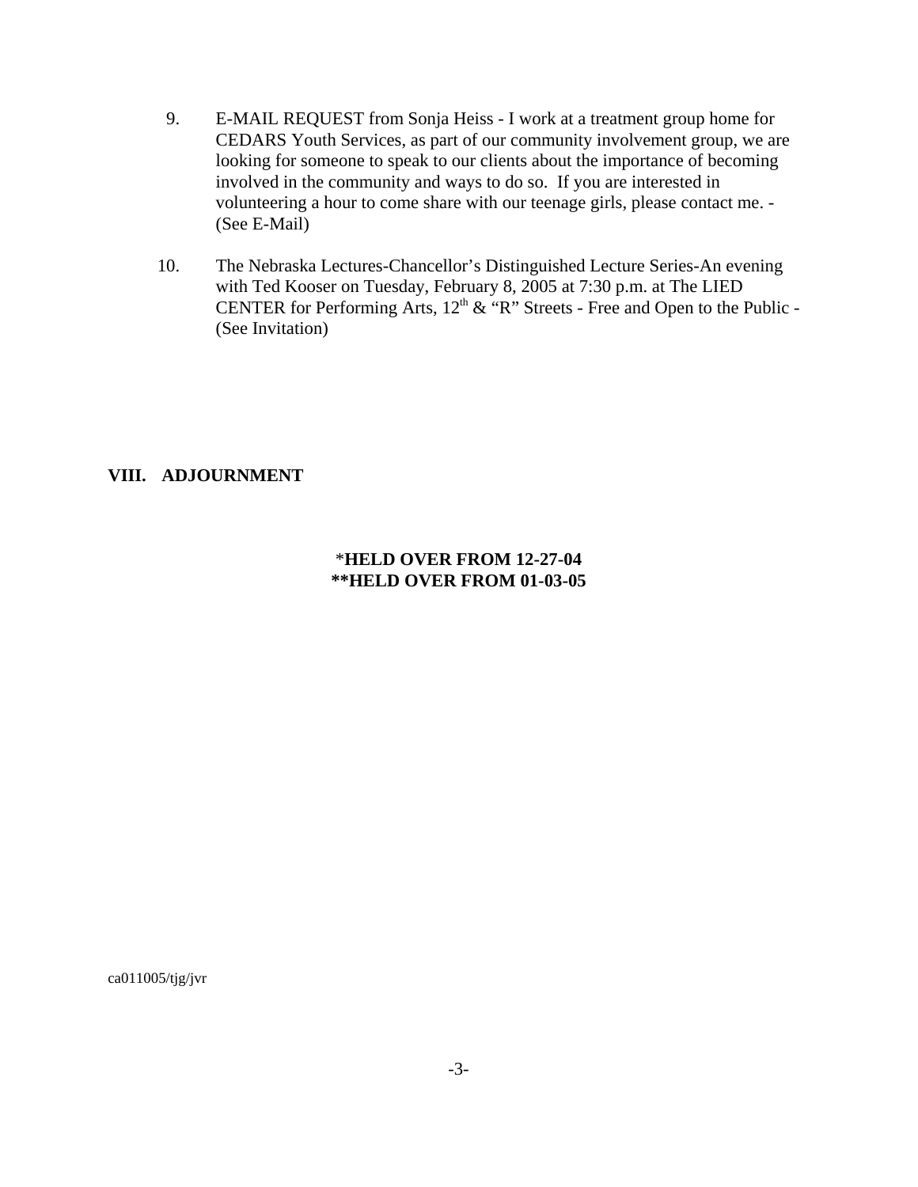9. E-MAIL REQUEST from Sonja Heiss - I work at a treatment group home for CEDARS Youth Services, as part of our community involvement group, we are looking for someone to speak to our clients about the importance of becoming involved in the community and ways to do so. If you are interested in volunteering a hour to come share with our teenage girls, please contact me. - (See E-Mail)

10. The Nebraska Lectures-Chancellor's Distinguished Lecture Series-An evening with Ted Kooser on Tuesday, February 8, 2005 at 7:30 p.m. at The LIED CENTER for Performing Arts, 12th & "R" Streets - Free and Open to the Public - (See Invitation)

## VIII. ADJOURNMENT

**\*HELD OVER FROM 12-27-04**
**\*\*HELD OVER FROM 01-03-05**

ca011005/tjg/jvr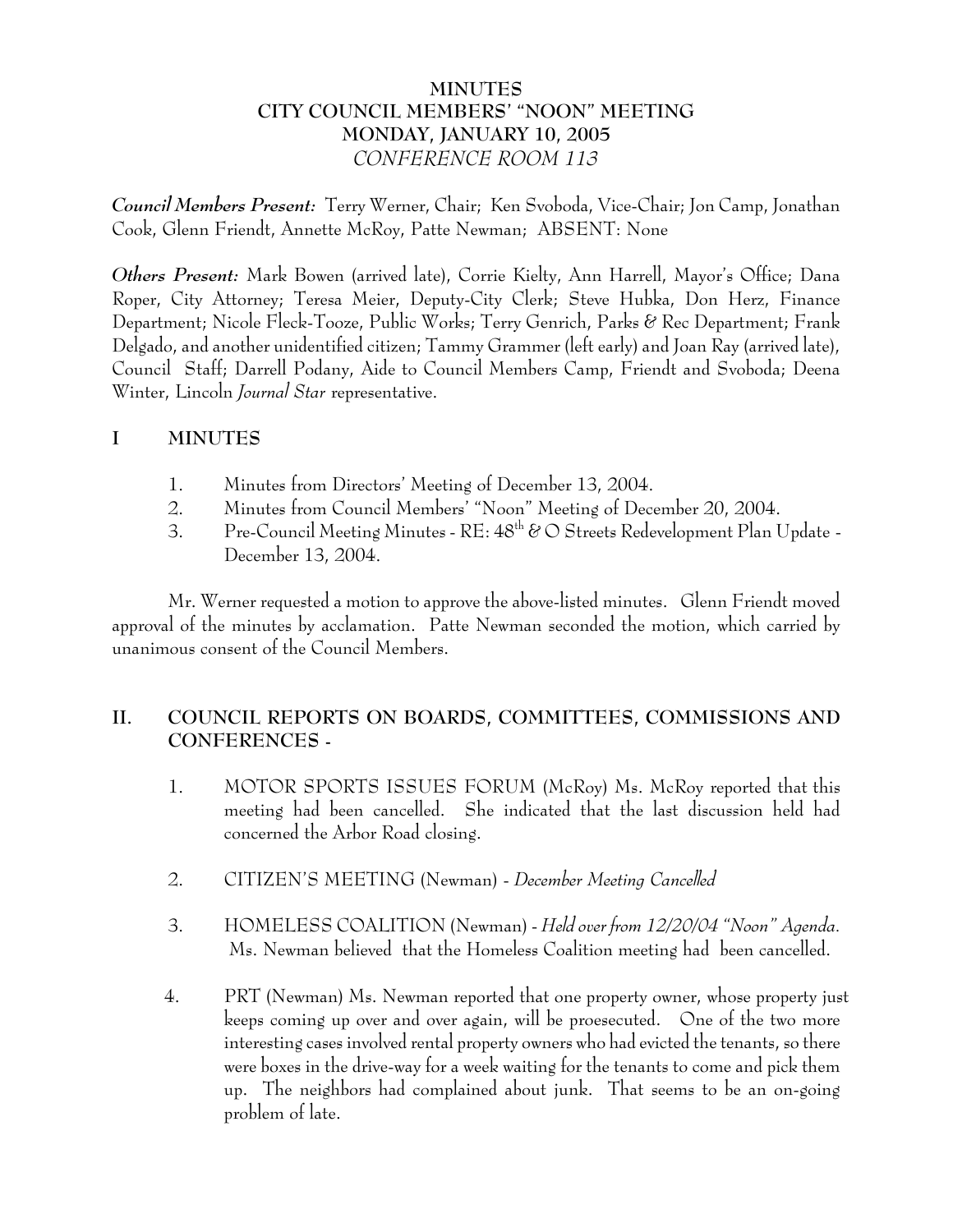# MINUTES
## CITY COUNCIL MEMBERS' "NOON" MEETING
## MONDAY, JANUARY 10, 2005
### *CONFERENCE ROOM 113*

***Council Members Present:*** Terry Werner, Chair; Ken Svoboda, Vice-Chair; Jon Camp, Jonathan Cook, Glenn Friendt, Annette McRoy, Patte Newman; ABSENT: None

***Others Present:*** Mark Bowen (arrived late), Corrie Kielty, Ann Harrell, Mayor's Office; Dana Roper, City Attorney; Teresa Meier, Deputy-City Clerk; Steve Hubka, Don Herz, Finance Department; Nicole Fleck-Tooze, Public Works; Terry Genrich, Parks & Rec Department; Frank Delgado, and another unidentified citizen; Tammy Grammer (left early) and Joan Ray (arrived late), Council Staff; Darrell Podany, Aide to Council Members Camp, Friendt and Svoboda; Deena Winter, Lincoln *Journal Star* representative.

## I MINUTES

1. Minutes from Directors' Meeting of December 13, 2004.
2. Minutes from Council Members' "Noon" Meeting of December 20, 2004.
3. Pre-Council Meeting Minutes - RE: 48th & O Streets Redevelopment Plan Update - December 13, 2004.

Mr. Werner requested a motion to approve the above-listed minutes. Glenn Friendt moved approval of the minutes by acclamation. Patte Newman seconded the motion, which carried by unanimous consent of the Council Members.

## II. COUNCIL REPORTS ON BOARDS, COMMITTEES, COMMISSIONS AND CONFERENCES -

1. MOTOR SPORTS ISSUES FORUM (McRoy) Ms. McRoy reported that this meeting had been cancelled. She indicated that the last discussion held had concerned the Arbor Road closing.

2. CITIZEN'S MEETING (Newman) - *December Meeting Cancelled*

3. HOMELESS COALITION (Newman) - *Held over from 12/20/04 "Noon" Agenda.* Ms. Newman believed that the Homeless Coalition meeting had been cancelled.

4. PRT (Newman) Ms. Newman reported that one property owner, whose property just keeps coming up over and over again, will be proesecuted. One of the two more interesting cases involved rental property owners who had evicted the tenants, so there were boxes in the drive-way for a week waiting for the tenants to come and pick them up. The neighbors had complained about junk. That seems to be an on-going problem of late.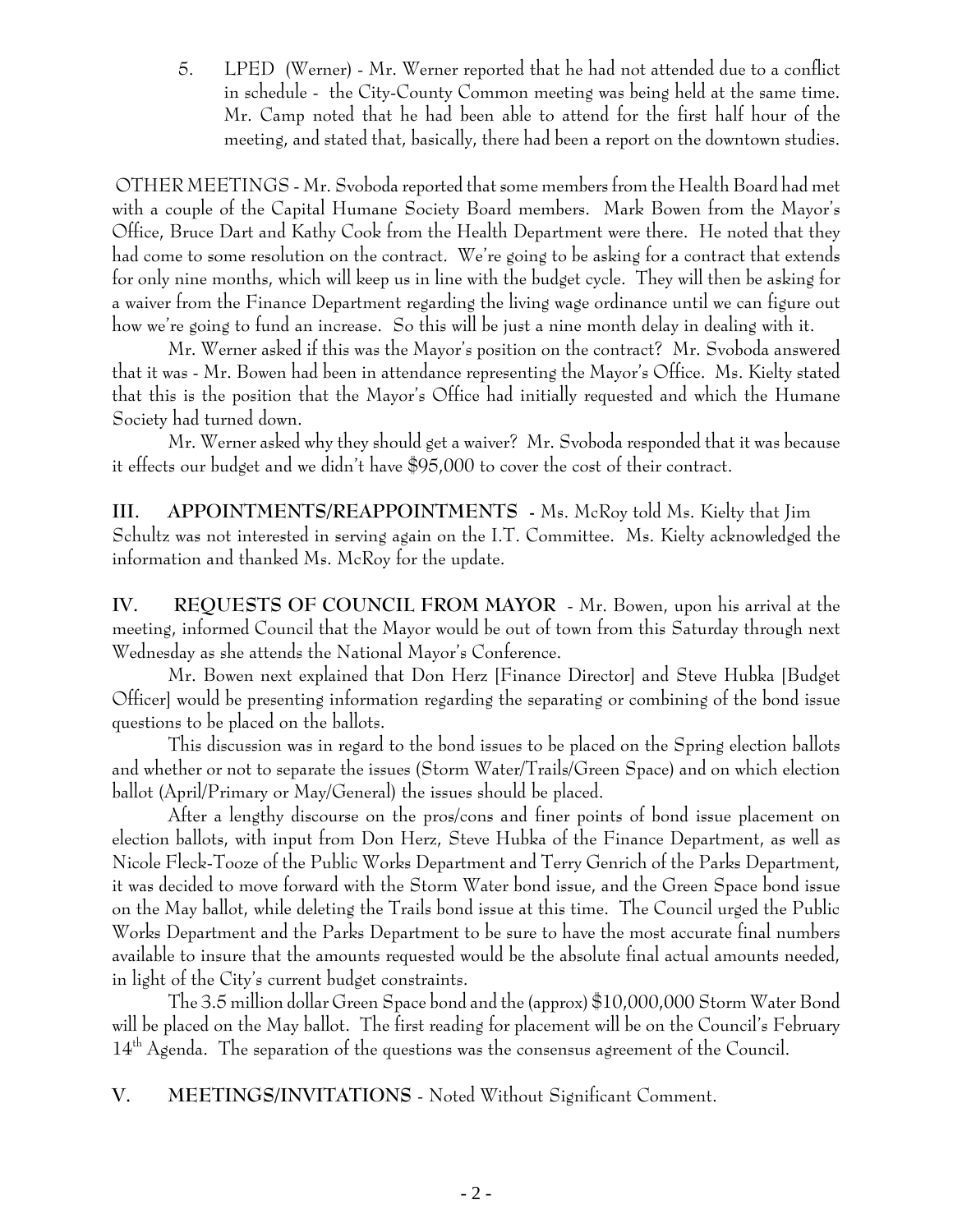5. LPED (Werner) - Mr. Werner reported that he had not attended due to a conflict in schedule - the City-County Common meeting was being held at the same time. Mr. Camp noted that he had been able to attend for the first half hour of the meeting, and stated that, basically, there had been a report on the downtown studies.

OTHER MEETINGS - Mr. Svoboda reported that some members from the Health Board had met with a couple of the Capital Humane Society Board members. Mark Bowen from the Mayor's Office, Bruce Dart and Kathy Cook from the Health Department were there. He noted that they had come to some resolution on the contract. We're going to be asking for a contract that extends for only nine months, which will keep us in line with the budget cycle. They will then be asking for a waiver from the Finance Department regarding the living wage ordinance until we can figure out how we're going to fund an increase. So this will be just a nine month delay in dealing with it.

Mr. Werner asked if this was the Mayor's position on the contract? Mr. Svoboda answered that it was - Mr. Bowen had been in attendance representing the Mayor's Office. Ms. Kielty stated that this is the position that the Mayor's Office had initially requested and which the Humane Society had turned down.

Mr. Werner asked why they should get a waiver? Mr. Svoboda responded that it was because it effects our budget and we didn't have $95,000 to cover the cost of their contract.

**III. APPOINTMENTS/REAPPOINTMENTS** - Ms. McRoy told Ms. Kielty that Jim Schultz was not interested in serving again on the I.T. Committee. Ms. Kielty acknowledged the information and thanked Ms. McRoy for the update.

**IV. REQUESTS OF COUNCIL FROM MAYOR** - Mr. Bowen, upon his arrival at the meeting, informed Council that the Mayor would be out of town from this Saturday through next Wednesday as she attends the National Mayor's Conference.

Mr. Bowen next explained that Don Herz [Finance Director] and Steve Hubka [Budget Officer] would be presenting information regarding the separating or combining of the bond issue questions to be placed on the ballots.

This discussion was in regard to the bond issues to be placed on the Spring election ballots and whether or not to separate the issues (Storm Water/Trails/Green Space) and on which election ballot (April/Primary or May/General) the issues should be placed.

After a lengthy discourse on the pros/cons and finer points of bond issue placement on election ballots, with input from Don Herz, Steve Hubka of the Finance Department, as well as Nicole Fleck-Tooze of the Public Works Department and Terry Genrich of the Parks Department, it was decided to move forward with the Storm Water bond issue, and the Green Space bond issue on the May ballot, while deleting the Trails bond issue at this time. The Council urged the Public Works Department and the Parks Department to be sure to have the most accurate final numbers available to insure that the amounts requested would be the absolute final actual amounts needed, in light of the City's current budget constraints.

The 3.5 million dollar Green Space bond and the (approx) $10,000,000 Storm Water Bond will be placed on the May ballot. The first reading for placement will be on the Council's February 14th Agenda. The separation of the questions was the consensus agreement of the Council.

**V. MEETINGS/INVITATIONS** - Noted Without Significant Comment.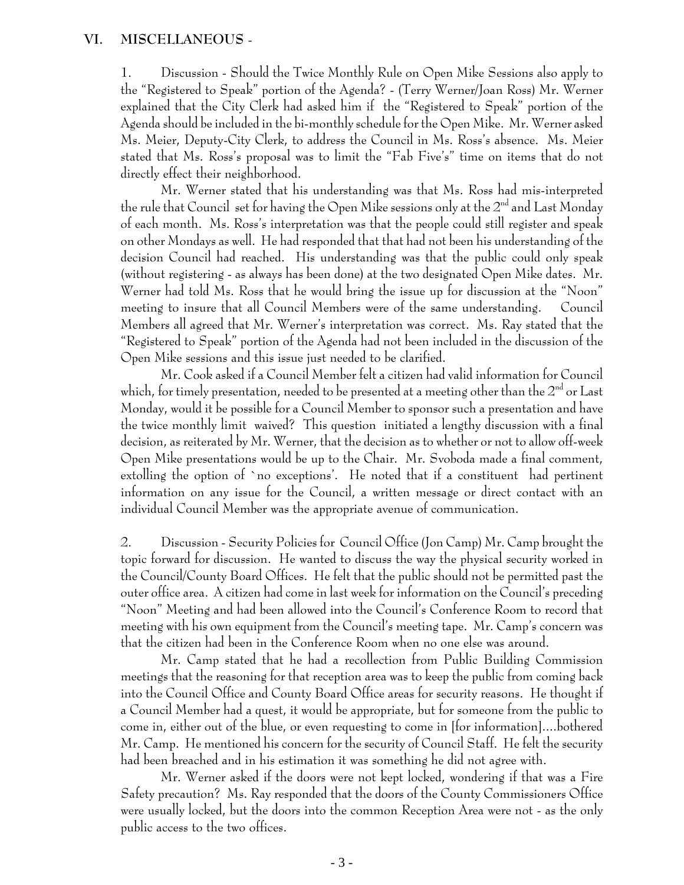## VI. MISCELLANEOUS -

1. Discussion - Should the Twice Monthly Rule on Open Mike Sessions also apply to the "Registered to Speak" portion of the Agenda? - (Terry Werner/Joan Ross) Mr. Werner explained that the City Clerk had asked him if the "Registered to Speak" portion of the Agenda should be included in the bi-monthly schedule for the Open Mike. Mr. Werner asked Ms. Meier, Deputy-City Clerk, to address the Council in Ms. Ross's absence. Ms. Meier stated that Ms. Ross's proposal was to limit the "Fab Five's" time on items that do not directly effect their neighborhood.

Mr. Werner stated that his understanding was that Ms. Ross had mis-interpreted the rule that Council set for having the Open Mike sessions only at the 2nd and Last Monday of each month. Ms. Ross's interpretation was that the people could still register and speak on other Mondays as well. He had responded that that had not been his understanding of the decision Council had reached. His understanding was that the public could only speak (without registering - as always has been done) at the two designated Open Mike dates. Mr. Werner had told Ms. Ross that he would bring the issue up for discussion at the "Noon" meeting to insure that all Council Members were of the same understanding. Council Members all agreed that Mr. Werner's interpretation was correct. Ms. Ray stated that the "Registered to Speak" portion of the Agenda had not been included in the discussion of the Open Mike sessions and this issue just needed to be clarified.

Mr. Cook asked if a Council Member felt a citizen had valid information for Council which, for timely presentation, needed to be presented at a meeting other than the 2nd or Last Monday, would it be possible for a Council Member to sponsor such a presentation and have the twice monthly limit waived? This question initiated a lengthy discussion with a final decision, as reiterated by Mr. Werner, that the decision as to whether or not to allow off-week Open Mike presentations would be up to the Chair. Mr. Svoboda made a final comment, extolling the option of `no exceptions'. He noted that if a constituent had pertinent information on any issue for the Council, a written message or direct contact with an individual Council Member was the appropriate avenue of communication.

2. Discussion - Security Policies for Council Office (Jon Camp) Mr. Camp brought the topic forward for discussion. He wanted to discuss the way the physical security worked in the Council/County Board Offices. He felt that the public should not be permitted past the outer office area. A citizen had come in last week for information on the Council's preceding "Noon" Meeting and had been allowed into the Council's Conference Room to record that meeting with his own equipment from the Council's meeting tape. Mr. Camp's concern was that the citizen had been in the Conference Room when no one else was around.

Mr. Camp stated that he had a recollection from Public Building Commission meetings that the reasoning for that reception area was to keep the public from coming back into the Council Office and County Board Office areas for security reasons. He thought if a Council Member had a quest, it would be appropriate, but for someone from the public to come in, either out of the blue, or even requesting to come in [for information]....bothered Mr. Camp. He mentioned his concern for the security of Council Staff. He felt the security had been breached and in his estimation it was something he did not agree with.

Mr. Werner asked if the doors were not kept locked, wondering if that was a Fire Safety precaution? Ms. Ray responded that the doors of the County Commissioners Office were usually locked, but the doors into the common Reception Area were not - as the only public access to the two offices.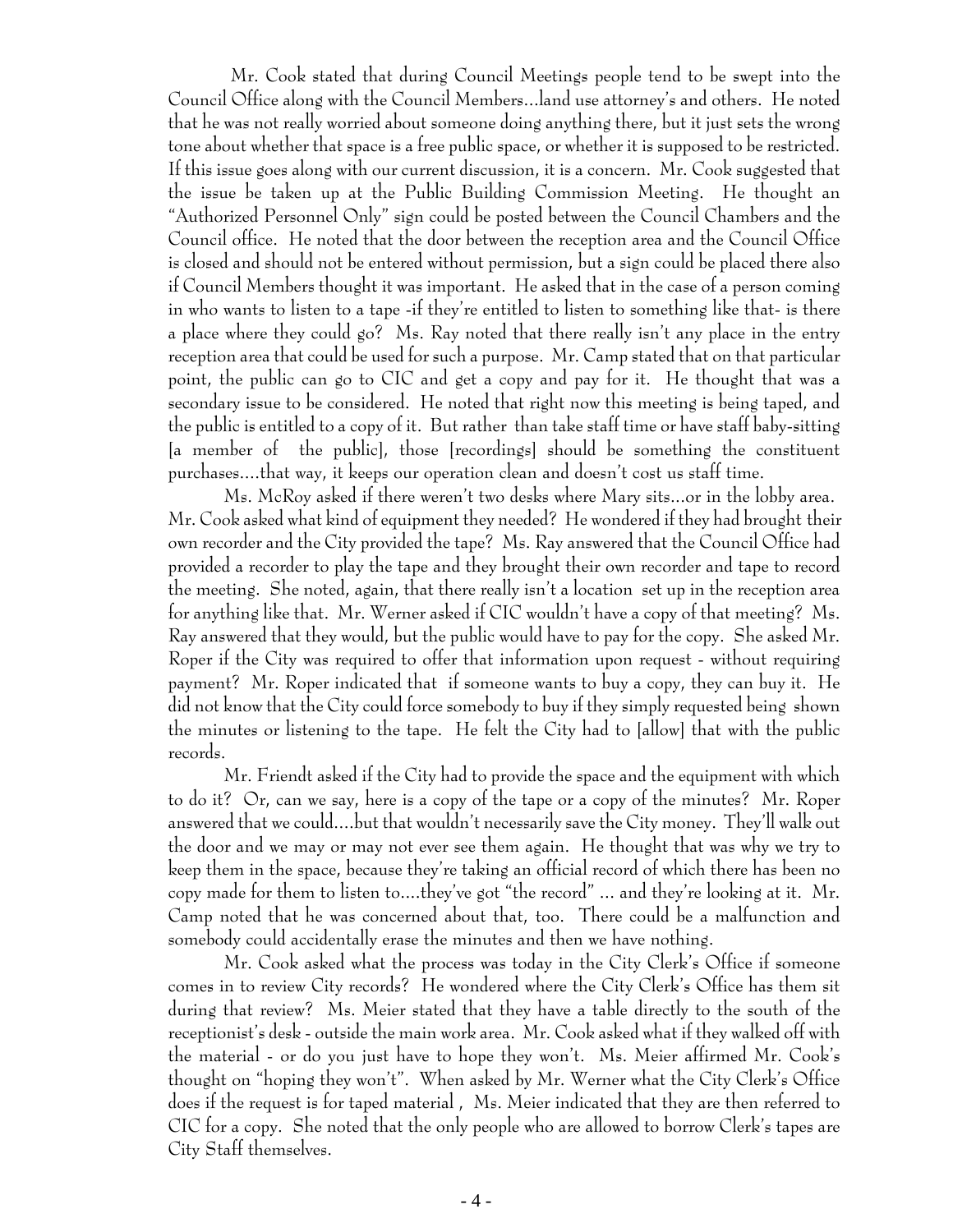Mr. Cook stated that during Council Meetings people tend to be swept into the Council Office along with the Council Members...land use attorney's and others. He noted that he was not really worried about someone doing anything there, but it just sets the wrong tone about whether that space is a free public space, or whether it is supposed to be restricted. If this issue goes along with our current discussion, it is a concern. Mr. Cook suggested that the issue be taken up at the Public Building Commission Meeting. He thought an "Authorized Personnel Only" sign could be posted between the Council Chambers and the Council office. He noted that the door between the reception area and the Council Office is closed and should not be entered without permission, but a sign could be placed there also if Council Members thought it was important. He asked that in the case of a person coming in who wants to listen to a tape -if they're entitled to listen to something like that- is there a place where they could go? Ms. Ray noted that there really isn't any place in the entry reception area that could be used for such a purpose. Mr. Camp stated that on that particular point, the public can go to CIC and get a copy and pay for it. He thought that was a secondary issue to be considered. He noted that right now this meeting is being taped, and the public is entitled to a copy of it. But rather than take staff time or have staff baby-sitting [a member of the public], those [recordings] should be something the constituent purchases....that way, it keeps our operation clean and doesn't cost us staff time.

Ms. McRoy asked if there weren't two desks where Mary sits...or in the lobby area. Mr. Cook asked what kind of equipment they needed? He wondered if they had brought their own recorder and the City provided the tape? Ms. Ray answered that the Council Office had provided a recorder to play the tape and they brought their own recorder and tape to record the meeting. She noted, again, that there really isn't a location set up in the reception area for anything like that. Mr. Werner asked if CIC wouldn't have a copy of that meeting? Ms. Ray answered that they would, but the public would have to pay for the copy. She asked Mr. Roper if the City was required to offer that information upon request - without requiring payment? Mr. Roper indicated that if someone wants to buy a copy, they can buy it. He did not know that the City could force somebody to buy if they simply requested being shown the minutes or listening to the tape. He felt the City had to [allow] that with the public records.

Mr. Friendt asked if the City had to provide the space and the equipment with which to do it? Or, can we say, here is a copy of the tape or a copy of the minutes? Mr. Roper answered that we could....but that wouldn't necessarily save the City money. They'll walk out the door and we may or may not ever see them again. He thought that was why we try to keep them in the space, because they're taking an official record of which there has been no copy made for them to listen to....they've got "the record" ... and they're looking at it. Mr. Camp noted that he was concerned about that, too. There could be a malfunction and somebody could accidentally erase the minutes and then we have nothing.

Mr. Cook asked what the process was today in the City Clerk's Office if someone comes in to review City records? He wondered where the City Clerk's Office has them sit during that review? Ms. Meier stated that they have a table directly to the south of the receptionist's desk - outside the main work area. Mr. Cook asked what if they walked off with the material - or do you just have to hope they won't. Ms. Meier affirmed Mr. Cook's thought on "hoping they won't". When asked by Mr. Werner what the City Clerk's Office does if the request is for taped material , Ms. Meier indicated that they are then referred to CIC for a copy. She noted that the only people who are allowed to borrow Clerk's tapes are City Staff themselves.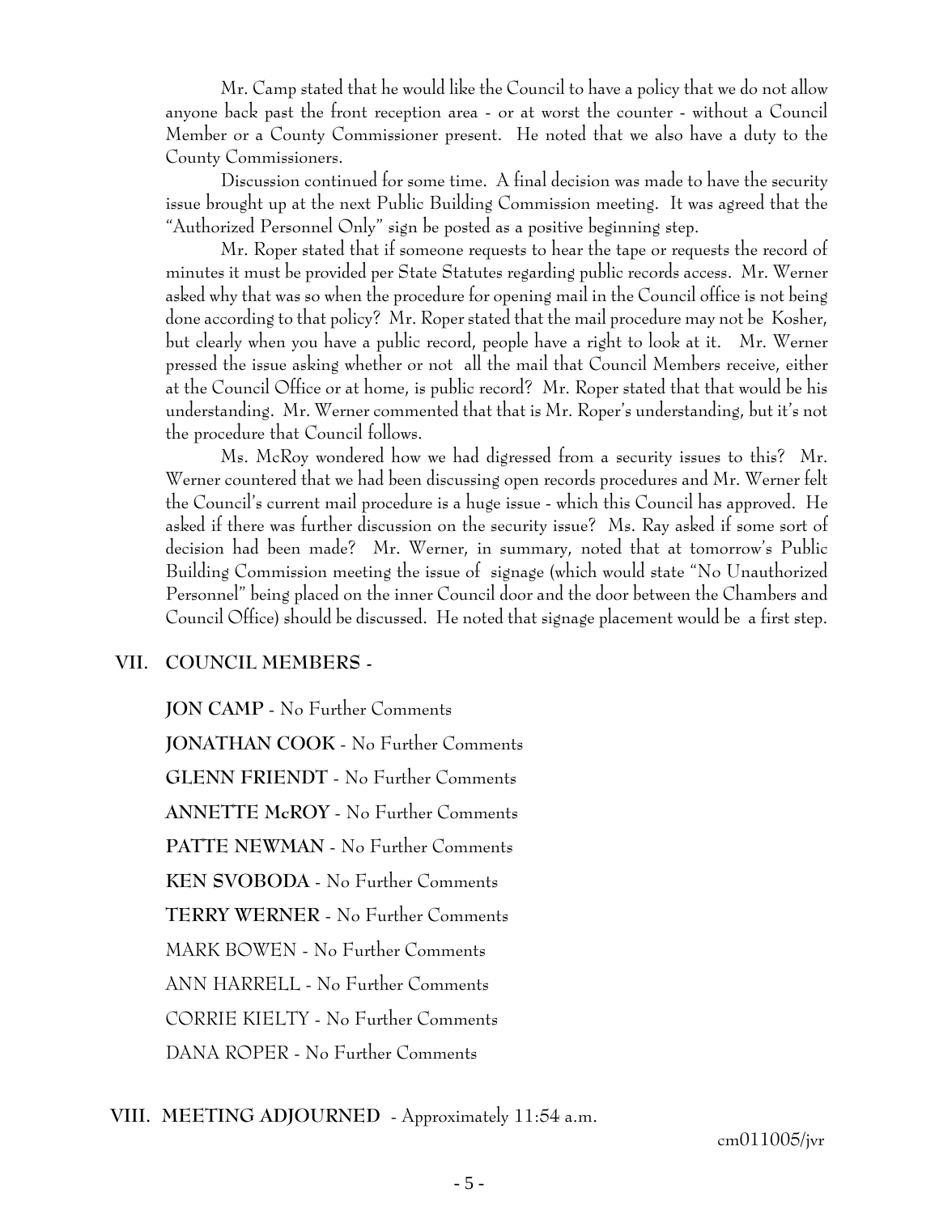Mr. Camp stated that he would like the Council to have a policy that we do not allow anyone back past the front reception area - or at worst the counter - without a Council Member or a County Commissioner present. He noted that we also have a duty to the County Commissioners.

Discussion continued for some time. A final decision was made to have the security issue brought up at the next Public Building Commission meeting. It was agreed that the "Authorized Personnel Only" sign be posted as a positive beginning step.

Mr. Roper stated that if someone requests to hear the tape or requests the record of minutes it must be provided per State Statutes regarding public records access. Mr. Werner asked why that was so when the procedure for opening mail in the Council office is not being done according to that policy? Mr. Roper stated that the mail procedure may not be Kosher, but clearly when you have a public record, people have a right to look at it. Mr. Werner pressed the issue asking whether or not all the mail that Council Members receive, either at the Council Office or at home, is public record? Mr. Roper stated that that would be his understanding. Mr. Werner commented that that is Mr. Roper's understanding, but it's not the procedure that Council follows.

Ms. McRoy wondered how we had digressed from a security issues to this? Mr. Werner countered that we had been discussing open records procedures and Mr. Werner felt the Council's current mail procedure is a huge issue - which this Council has approved. He asked if there was further discussion on the security issue? Ms. Ray asked if some sort of decision had been made? Mr. Werner, in summary, noted that at tomorrow's Public Building Commission meeting the issue of signage (which would state "No Unauthorized Personnel" being placed on the inner Council door and the door between the Chambers and Council Office) should be discussed. He noted that signage placement would be a first step.

## VII. COUNCIL MEMBERS -

**JON CAMP** - No Further Comments

**JONATHAN COOK** - No Further Comments

**GLENN FRIENDT** - No Further Comments

**ANNETTE McROY** - No Further Comments

**PATTE NEWMAN** - No Further Comments

**KEN SVOBODA** - No Further Comments

**TERRY WERNER** - No Further Comments

MARK BOWEN - No Further Comments

ANN HARRELL - No Further Comments

CORRIE KIELTY - No Further Comments

DANA ROPER - No Further Comments

## VIII. MEETING ADJOURNED - Approximately 11:54 a.m.

cm011005/jvr